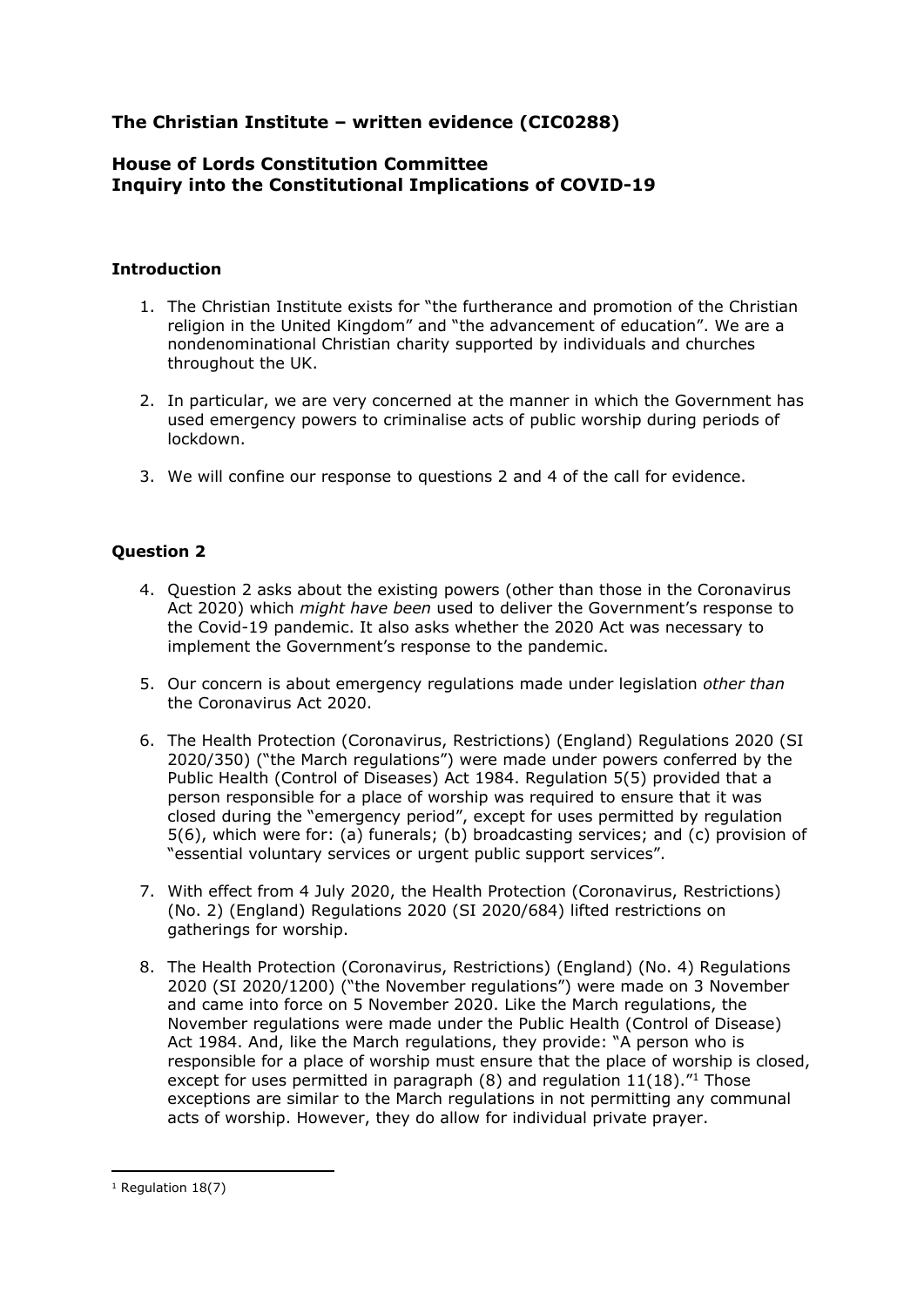# The Christian Institute – written evidence (CIC0288)

## House of Lords Constitution Committee
## Inquiry into the Constitutional Implications of COVID-19

### Introduction

1. The Christian Institute exists for "the furtherance and promotion of the Christian religion in the United Kingdom" and "the advancement of education". We are a nondenominational Christian charity supported by individuals and churches throughout the UK.

2. In particular, we are very concerned at the manner in which the Government has used emergency powers to criminalise acts of public worship during periods of lockdown.

3. We will confine our response to questions 2 and 4 of the call for evidence.

### Question 2

4. Question 2 asks about the existing powers (other than those in the Coronavirus Act 2020) which *might have been* used to deliver the Government's response to the Covid-19 pandemic. It also asks whether the 2020 Act was necessary to implement the Government's response to the pandemic.

5. Our concern is about emergency regulations made under legislation *other than* the Coronavirus Act 2020.

6. The Health Protection (Coronavirus, Restrictions) (England) Regulations 2020 (SI 2020/350) ("the March regulations") were made under powers conferred by the Public Health (Control of Diseases) Act 1984. Regulation 5(5) provided that a person responsible for a place of worship was required to ensure that it was closed during the "emergency period", except for uses permitted by regulation 5(6), which were for: (a) funerals; (b) broadcasting services; and (c) provision of "essential voluntary services or urgent public support services".

7. With effect from 4 July 2020, the Health Protection (Coronavirus, Restrictions) (No. 2) (England) Regulations 2020 (SI 2020/684) lifted restrictions on gatherings for worship.

8. The Health Protection (Coronavirus, Restrictions) (England) (No. 4) Regulations 2020 (SI 2020/1200) ("the November regulations") were made on 3 November and came into force on 5 November 2020. Like the March regulations, the November regulations were made under the Public Health (Control of Disease) Act 1984. And, like the March regulations, they provide: "A person who is responsible for a place of worship must ensure that the place of worship is closed, except for uses permitted in paragraph (8) and regulation 11(18)."[1] Those exceptions are similar to the March regulations in not permitting any communal acts of worship. However, they do allow for individual private prayer.

---

[1] Regulation 18(7)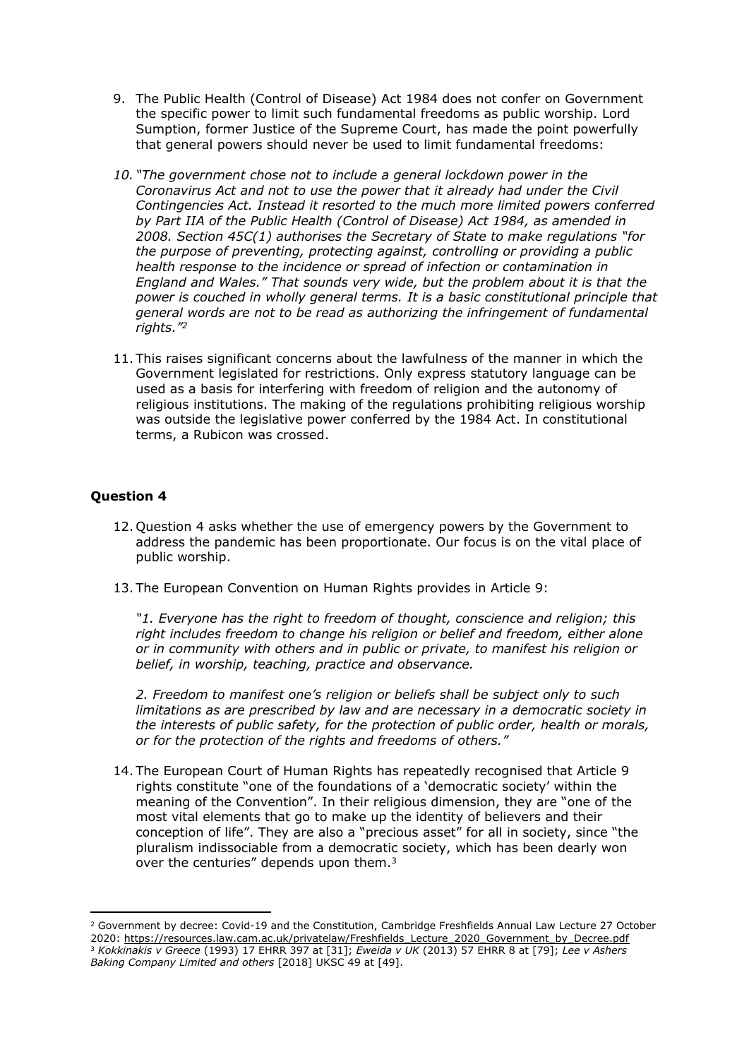9. The Public Health (Control of Disease) Act 1984 does not confer on Government the specific power to limit such fundamental freedoms as public worship. Lord Sumption, former Justice of the Supreme Court, has made the point powerfully that general powers should never be used to limit fundamental freedoms:

10. *"The government chose not to include a general lockdown power in the Coronavirus Act and not to use the power that it already had under the Civil Contingencies Act. Instead it resorted to the much more limited powers conferred by Part IIA of the Public Health (Control of Disease) Act 1984, as amended in 2008. Section 45C(1) authorises the Secretary of State to make regulations "for the purpose of preventing, protecting against, controlling or providing a public health response to the incidence or spread of infection or contamination in England and Wales." That sounds very wide, but the problem about it is that the power is couched in wholly general terms. It is a basic constitutional principle that general words are not to be read as authorizing the infringement of fundamental rights."*[2]

11. This raises significant concerns about the lawfulness of the manner in which the Government legislated for restrictions. Only express statutory language can be used as a basis for interfering with freedom of religion and the autonomy of religious institutions. The making of the regulations prohibiting religious worship was outside the legislative power conferred by the 1984 Act. In constitutional terms, a Rubicon was crossed.

**Question 4**

12. Question 4 asks whether the use of emergency powers by the Government to address the pandemic has been proportionate. Our focus is on the vital place of public worship.

13. The European Convention on Human Rights provides in Article 9:

    *"1. Everyone has the right to freedom of thought, conscience and religion; this right includes freedom to change his religion or belief and freedom, either alone or in community with others and in public or private, to manifest his religion or belief, in worship, teaching, practice and observance.*

    *2. Freedom to manifest one's religion or beliefs shall be subject only to such limitations as are prescribed by law and are necessary in a democratic society in the interests of public safety, for the protection of public order, health or morals, or for the protection of the rights and freedoms of others."*

14. The European Court of Human Rights has repeatedly recognised that Article 9 rights constitute "one of the foundations of a 'democratic society' within the meaning of the Convention". In their religious dimension, they are "one of the most vital elements that go to make up the identity of believers and their conception of life". They are also a "precious asset" for all in society, since "the pluralism indissociable from a democratic society, which has been dearly won over the centuries" depends upon them.[3]

---

[2] Government by decree: Covid-19 and the Constitution, Cambridge Freshfields Annual Law Lecture 27 October 2020: https://resources.law.cam.ac.uk/privatelaw/Freshfields_Lecture_2020_Government_by_Decree.pdf

[3] *Kokkinakis v Greece* (1993) 17 EHRR 397 at [31]; *Eweida v UK* (2013) 57 EHRR 8 at [79]; *Lee v Ashers Baking Company Limited and others* [2018] UKSC 49 at [49].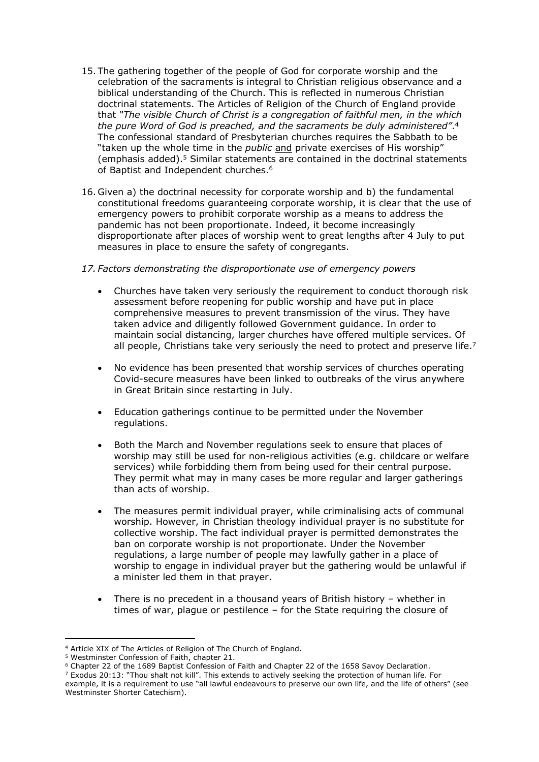15. The gathering together of the people of God for corporate worship and the celebration of the sacraments is integral to Christian religious observance and a biblical understanding of the Church. This is reflected in numerous Christian doctrinal statements. The Articles of Religion of the Church of England provide that *"The visible Church of Christ is a congregation of faithful men, in the which the pure Word of God is preached, and the sacraments be duly administered"*.[4] The confessional standard of Presbyterian churches requires the Sabbath to be "taken up the whole time in the *public* <u>and</u> private exercises of His worship" (emphasis added).[5] Similar statements are contained in the doctrinal statements of Baptist and Independent churches.[6]

16. Given a) the doctrinal necessity for corporate worship and b) the fundamental constitutional freedoms guaranteeing corporate worship, it is clear that the use of emergency powers to prohibit corporate worship as a means to address the pandemic has not been proportionate. Indeed, it become increasingly disproportionate after places of worship went to great lengths after 4 July to put measures in place to ensure the safety of congregants.

17. *Factors demonstrating the disproportionate use of emergency powers*

    - Churches have taken very seriously the requirement to conduct thorough risk assessment before reopening for public worship and have put in place comprehensive measures to prevent transmission of the virus. They have taken advice and diligently followed Government guidance. In order to maintain social distancing, larger churches have offered multiple services. Of all people, Christians take very seriously the need to protect and preserve life.[7]

    - No evidence has been presented that worship services of churches operating Covid-secure measures have been linked to outbreaks of the virus anywhere in Great Britain since restarting in July.

    - Education gatherings continue to be permitted under the November regulations.

    - Both the March and November regulations seek to ensure that places of worship may still be used for non-religious activities (e.g. childcare or welfare services) while forbidding them from being used for their central purpose. They permit what may in many cases be more regular and larger gatherings than acts of worship.

    - The measures permit individual prayer, while criminalising acts of communal worship. However, in Christian theology individual prayer is no substitute for collective worship. The fact individual prayer is permitted demonstrates the ban on corporate worship is not proportionate. Under the November regulations, a large number of people may lawfully gather in a place of worship to engage in individual prayer but the gathering would be unlawful if a minister led them in that prayer.

    - There is no precedent in a thousand years of British history – whether in times of war, plague or pestilence – for the State requiring the closure of

---

[4] Article XIX of The Articles of Religion of The Church of England.

[5] Westminster Confession of Faith, chapter 21.

[6] Chapter 22 of the 1689 Baptist Confession of Faith and Chapter 22 of the 1658 Savoy Declaration.

[7] Exodus 20:13: "Thou shalt not kill". This extends to actively seeking the protection of human life. For example, it is a requirement to use "all lawful endeavours to preserve our own life, and the life of others" (see Westminster Shorter Catechism).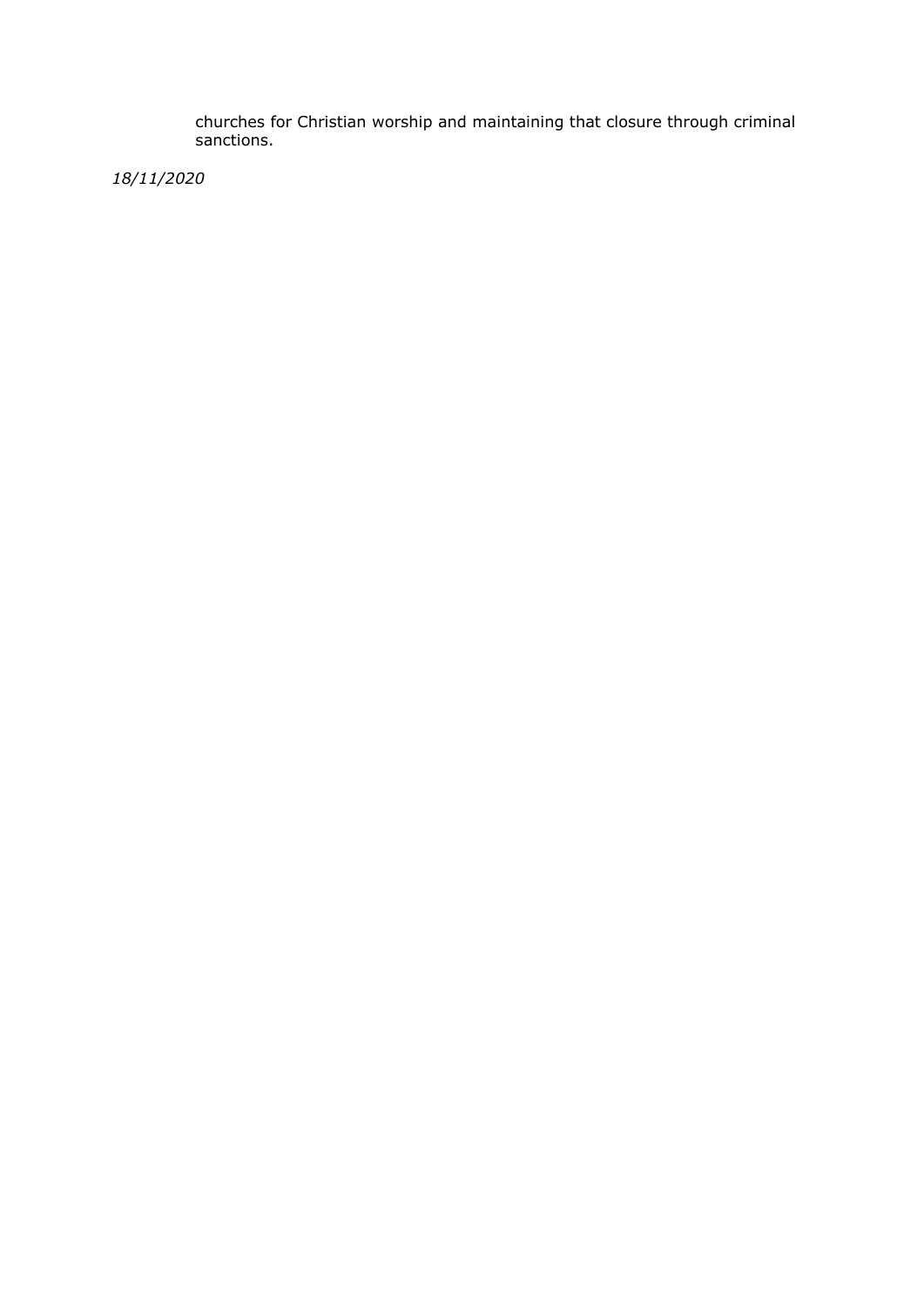churches for Christian worship and maintaining that closure through criminal sanctions.

*18/11/2020*